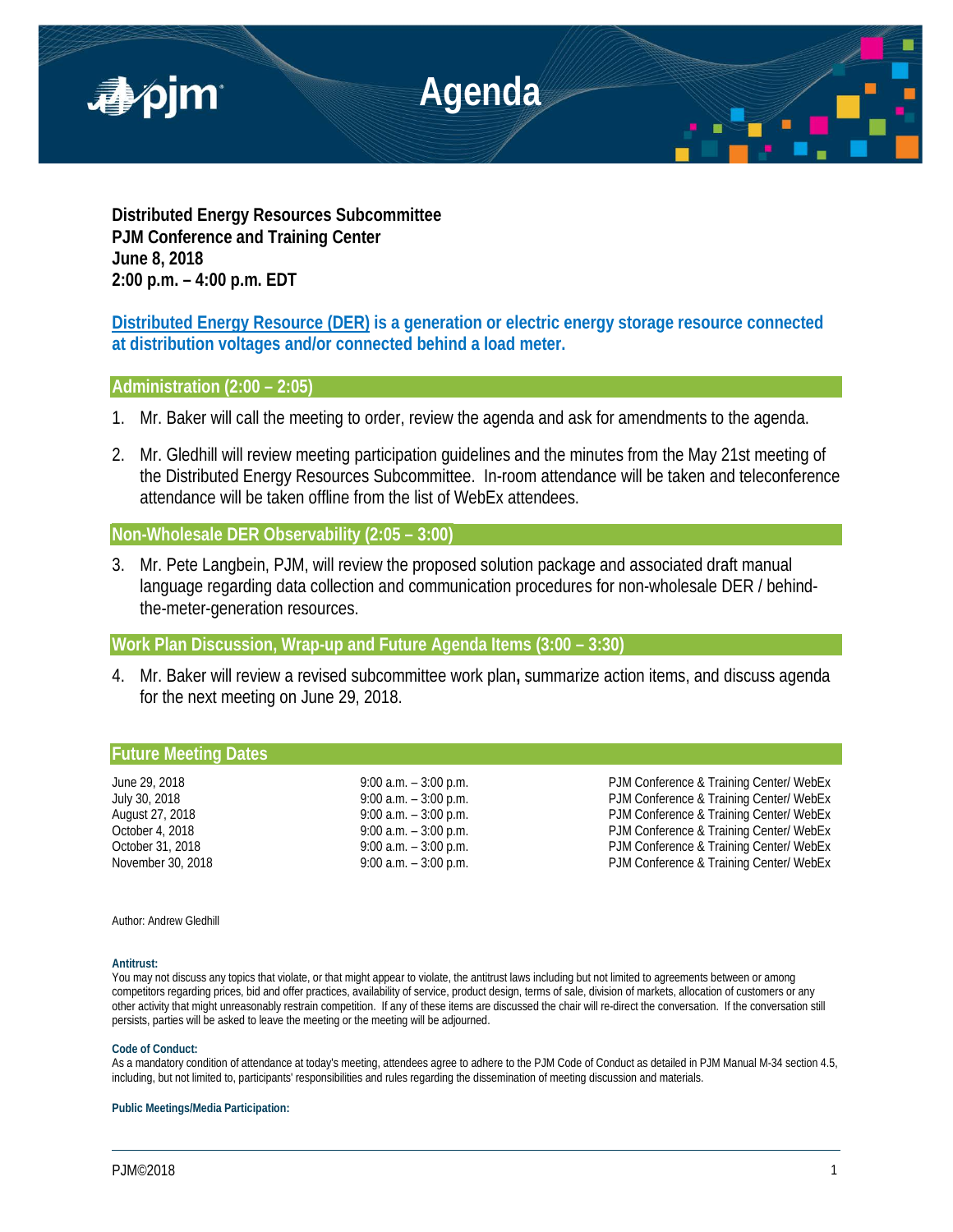# Agenda

**Distributed Energy Resources Subcommittee**
**PJM Conference and Training Center**
**June 8, 2018**
**2:00 p.m. – 4:00 p.m. EDT**

**Distributed Energy Resource (DER) is a generation or electric energy storage resource connected at distribution voltages and/or connected behind a load meter.**

## Administration (2:00 – 2:05)

1. Mr. Baker will call the meeting to order, review the agenda and ask for amendments to the agenda.
2. Mr. Gledhill will review meeting participation guidelines and the minutes from the May 21st meeting of the Distributed Energy Resources Subcommittee. In-room attendance will be taken and teleconference attendance will be taken offline from the list of WebEx attendees.

## Non-Wholesale DER Observability (2:05 – 3:00)

3. Mr. Pete Langbein, PJM, will review the proposed solution package and associated draft manual language regarding data collection and communication procedures for non-wholesale DER / behind-the-meter-generation resources.

## Work Plan Discussion, Wrap-up and Future Agenda Items (3:00 – 3:30)

4. Mr. Baker will review a revised subcommittee work plan**,** summarize action items, and discuss agenda for the next meeting on June 29, 2018.

## Future Meeting Dates

| | | |
|---|---|---|
| June 29, 2018 | 9:00 a.m. – 3:00 p.m. | PJM Conference & Training Center/ WebEx |
| July 30, 2018 | 9:00 a.m. – 3:00 p.m. | PJM Conference & Training Center/ WebEx |
| August 27, 2018 | 9:00 a.m. – 3:00 p.m. | PJM Conference & Training Center/ WebEx |
| October 4, 2018 | 9:00 a.m. – 3:00 p.m. | PJM Conference & Training Center/ WebEx |
| October 31, 2018 | 9:00 a.m. – 3:00 p.m. | PJM Conference & Training Center/ WebEx |
| November 30, 2018 | 9:00 a.m. – 3:00 p.m. | PJM Conference & Training Center/ WebEx |

Author: Andrew Gledhill

**Antitrust:**
You may not discuss any topics that violate, or that might appear to violate, the antitrust laws including but not limited to agreements between or among competitors regarding prices, bid and offer practices, availability of service, product design, terms of sale, division of markets, allocation of customers or any other activity that might unreasonably restrain competition. If any of these items are discussed the chair will re-direct the conversation. If the conversation still persists, parties will be asked to leave the meeting or the meeting will be adjourned.

**Code of Conduct:**
As a mandatory condition of attendance at today's meeting, attendees agree to adhere to the PJM Code of Conduct as detailed in PJM Manual M-34 section 4.5, including, but not limited to, participants' responsibilities and rules regarding the dissemination of meeting discussion and materials.

**Public Meetings/Media Participation:**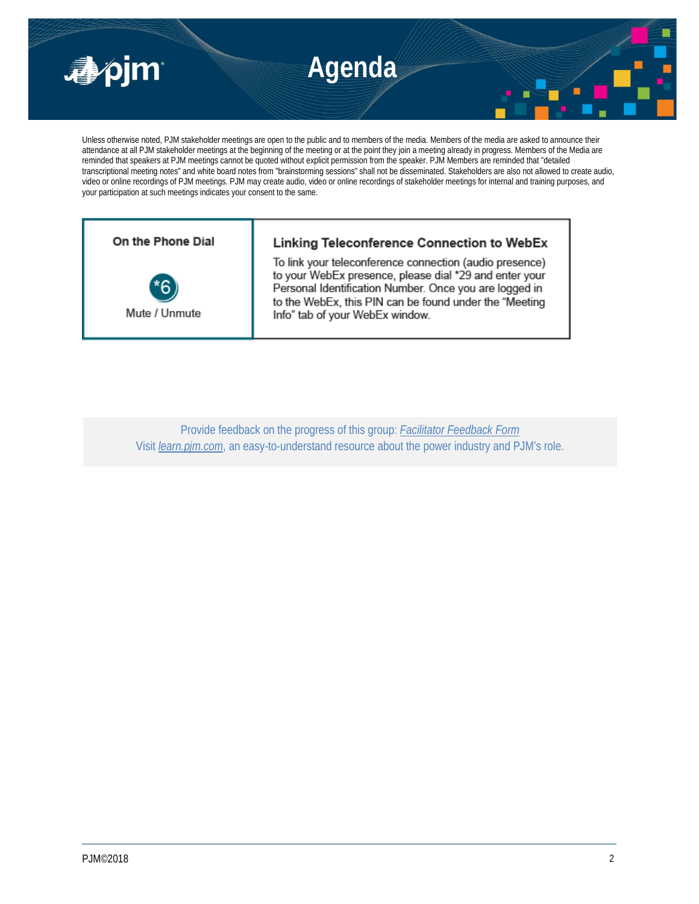# Agenda

Unless otherwise noted, PJM stakeholder meetings are open to the public and to members of the media. Members of the media are asked to announce their attendance at all PJM stakeholder meetings at the beginning of the meeting or at the point they join a meeting already in progress. Members of the Media are reminded that speakers at PJM meetings cannot be quoted without explicit permission from the speaker. PJM Members are reminded that "detailed transcriptional meeting notes" and white board notes from "brainstorming sessions" shall not be disseminated. Stakeholders are also not allowed to create audio, video or online recordings of PJM meetings. PJM may create audio, video or online recordings of stakeholder meetings for internal and training purposes, and your participation at such meetings indicates your consent to the same.

| On the Phone Dial | Linking Teleconference Connection to WebEx |
|---|---|
| *6 Mute / Unmute | To link your teleconference connection (audio presence) to your WebEx presence, please dial *29 and enter your Personal Identification Number. Once you are logged in to the WebEx, this PIN can be found under the "Meeting Info" tab of your WebEx window. |

Provide feedback on the progress of this group: *Facilitator Feedback Form*

Visit *learn.pjm.com*, an easy-to-understand resource about the power industry and PJM's role.

PJM©2018